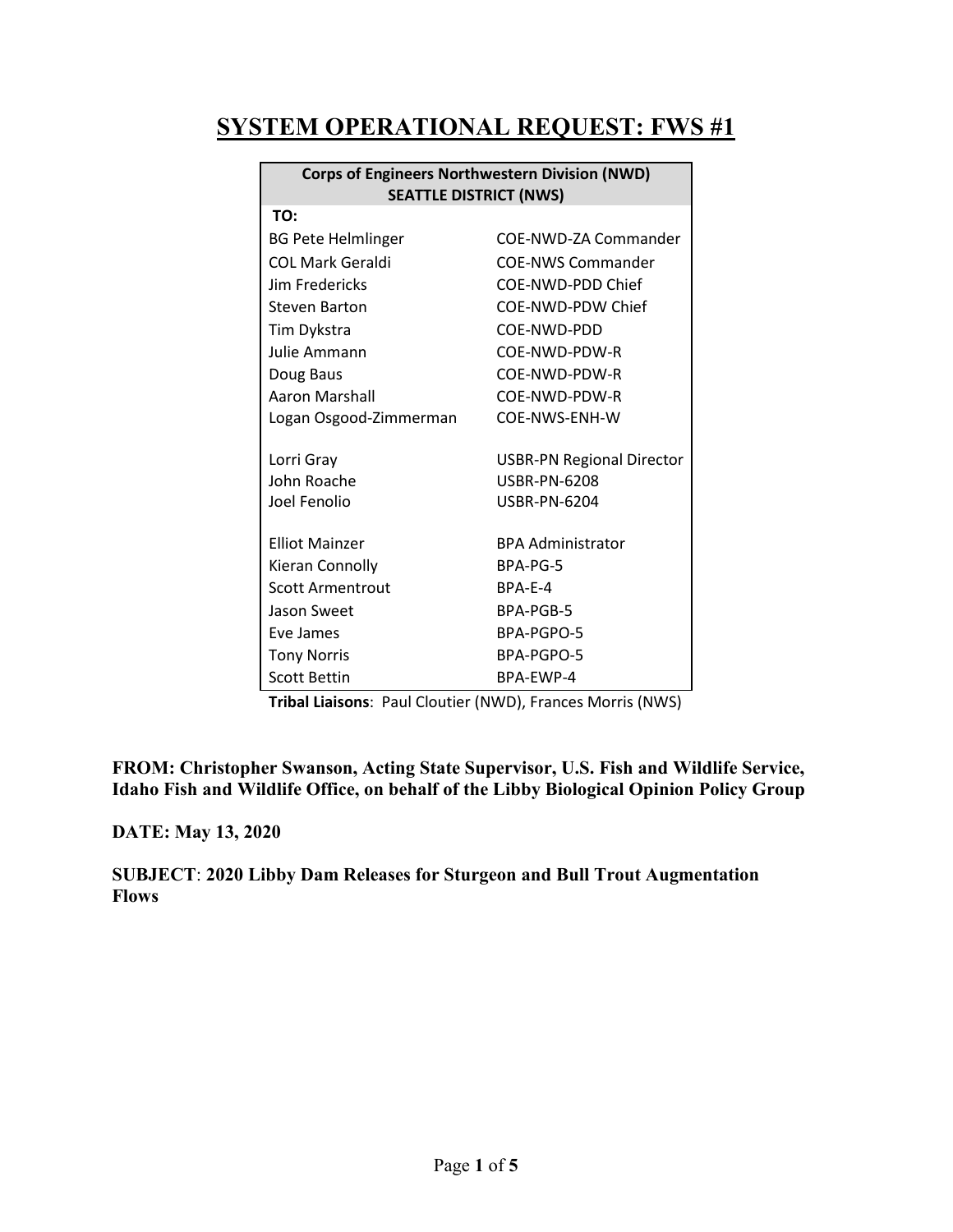# SYSTEM OPERATIONAL REQUEST: FWS #1

| Corps of Engineers Northwestern Division (NWD) SEATTLE DISTRICT (NWS) | |
|---|---|
| **TO:** | |
| BG Pete Helmlinger | COE-NWD-ZA Commander |
| COL Mark Geraldi | COE-NWS Commander |
| Jim Fredericks | COE-NWD-PDD Chief |
| Steven Barton | COE-NWD-PDW Chief |
| Tim Dykstra | COE-NWD-PDD |
| Julie Ammann | COE-NWD-PDW-R |
| Doug Baus | COE-NWD-PDW-R |
| Aaron Marshall | COE-NWD-PDW-R |
| Logan Osgood-Zimmerman | COE-NWS-ENH-W |
| | |
| Lorri Gray | USBR-PN Regional Director |
| John Roache | USBR-PN-6208 |
| Joel Fenolio | USBR-PN-6204 |
| | |
| Elliot Mainzer | BPA Administrator |
| Kieran Connolly | BPA-PG-5 |
| Scott Armentrout | BPA-E-4 |
| Jason Sweet | BPA-PGB-5 |
| Eve James | BPA-PGPO-5 |
| Tony Norris | BPA-PGPO-5 |
| Scott Bettin | BPA-EWP-4 |

**Tribal Liaisons**: Paul Cloutier (NWD), Frances Morris (NWS)

**FROM: Christopher Swanson, Acting State Supervisor, U.S. Fish and Wildlife Service, Idaho Fish and Wildlife Office, on behalf of the Libby Biological Opinion Policy Group**

**DATE: May 13, 2020**

**SUBJECT**: **2020 Libby Dam Releases for Sturgeon and Bull Trout Augmentation Flows**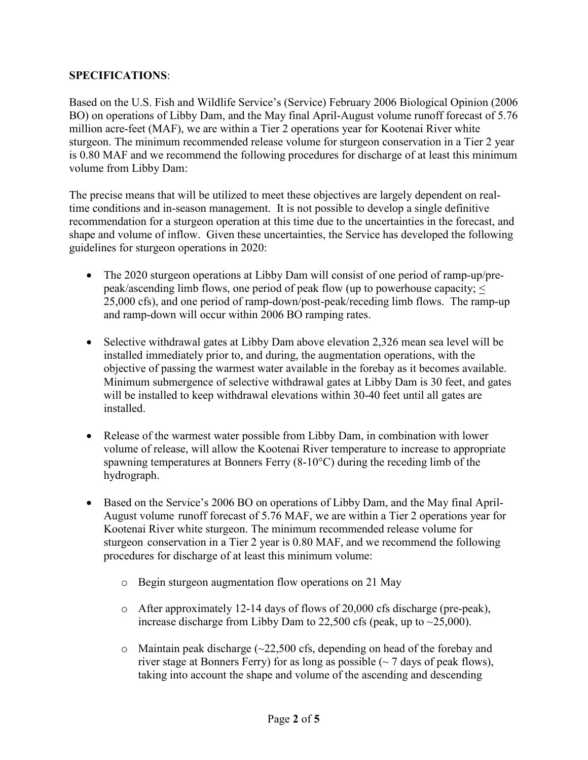**SPECIFICATIONS**:

Based on the U.S. Fish and Wildlife Service's (Service) February 2006 Biological Opinion (2006 BO) on operations of Libby Dam, and the May final April-August volume runoff forecast of 5.76 million acre-feet (MAF), we are within a Tier 2 operations year for Kootenai River white sturgeon. The minimum recommended release volume for sturgeon conservation in a Tier 2 year is 0.80 MAF and we recommend the following procedures for discharge of at least this minimum volume from Libby Dam:

The precise means that will be utilized to meet these objectives are largely dependent on real-time conditions and in-season management. It is not possible to develop a single definitive recommendation for a sturgeon operation at this time due to the uncertainties in the forecast, and shape and volume of inflow. Given these uncertainties, the Service has developed the following guidelines for sturgeon operations in 2020:

- The 2020 sturgeon operations at Libby Dam will consist of one period of ramp-up/pre-peak/ascending limb flows, one period of peak flow (up to powerhouse capacity; $\leq$ 25,000 cfs), and one period of ramp-down/post-peak/receding limb flows. The ramp-up and ramp-down will occur within 2006 BO ramping rates.

- Selective withdrawal gates at Libby Dam above elevation 2,326 mean sea level will be installed immediately prior to, and during, the augmentation operations, with the objective of passing the warmest water available in the forebay as it becomes available. Minimum submergence of selective withdrawal gates at Libby Dam is 30 feet, and gates will be installed to keep withdrawal elevations within 30-40 feet until all gates are installed.

- Release of the warmest water possible from Libby Dam, in combination with lower volume of release, will allow the Kootenai River temperature to increase to appropriate spawning temperatures at Bonners Ferry (8-10°C) during the receding limb of the hydrograph.

- Based on the Service's 2006 BO on operations of Libby Dam, and the May final April-August volume runoff forecast of 5.76 MAF, we are within a Tier 2 operations year for Kootenai River white sturgeon. The minimum recommended release volume for sturgeon conservation in a Tier 2 year is 0.80 MAF, and we recommend the following procedures for discharge of at least this minimum volume:

  - Begin sturgeon augmentation flow operations on 21 May
  - After approximately 12-14 days of flows of 20,000 cfs discharge (pre-peak), increase discharge from Libby Dam to 22,500 cfs (peak, up to ~25,000).
  - Maintain peak discharge (~22,500 cfs, depending on head of the forebay and river stage at Bonners Ferry) for as long as possible (~ 7 days of peak flows), taking into account the shape and volume of the ascending and descending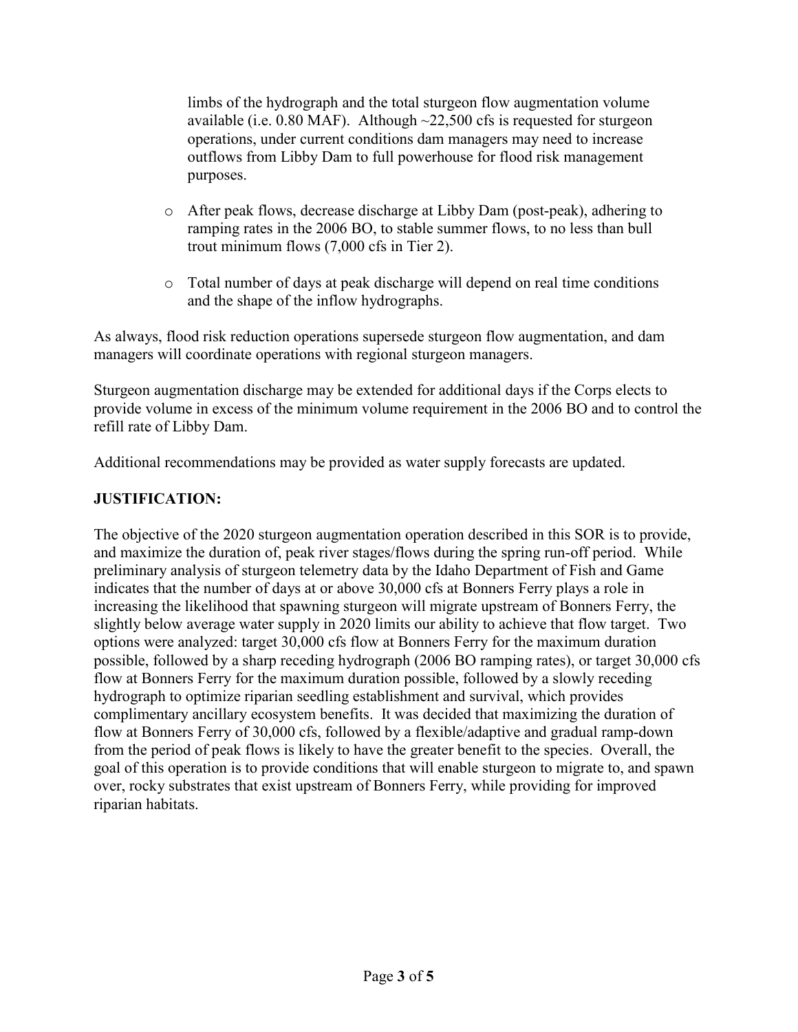limbs of the hydrograph and the total sturgeon flow augmentation volume available (i.e. 0.80 MAF). Although ~22,500 cfs is requested for sturgeon operations, under current conditions dam managers may need to increase outflows from Libby Dam to full powerhouse for flood risk management purposes.

- After peak flows, decrease discharge at Libby Dam (post-peak), adhering to ramping rates in the 2006 BO, to stable summer flows, to no less than bull trout minimum flows (7,000 cfs in Tier 2).

- Total number of days at peak discharge will depend on real time conditions and the shape of the inflow hydrographs.

As always, flood risk reduction operations supersede sturgeon flow augmentation, and dam managers will coordinate operations with regional sturgeon managers.

Sturgeon augmentation discharge may be extended for additional days if the Corps elects to provide volume in excess of the minimum volume requirement in the 2006 BO and to control the refill rate of Libby Dam.

Additional recommendations may be provided as water supply forecasts are updated.

**JUSTIFICATION:**

The objective of the 2020 sturgeon augmentation operation described in this SOR is to provide, and maximize the duration of, peak river stages/flows during the spring run-off period. While preliminary analysis of sturgeon telemetry data by the Idaho Department of Fish and Game indicates that the number of days at or above 30,000 cfs at Bonners Ferry plays a role in increasing the likelihood that spawning sturgeon will migrate upstream of Bonners Ferry, the slightly below average water supply in 2020 limits our ability to achieve that flow target. Two options were analyzed: target 30,000 cfs flow at Bonners Ferry for the maximum duration possible, followed by a sharp receding hydrograph (2006 BO ramping rates), or target 30,000 cfs flow at Bonners Ferry for the maximum duration possible, followed by a slowly receding hydrograph to optimize riparian seedling establishment and survival, which provides complimentary ancillary ecosystem benefits. It was decided that maximizing the duration of flow at Bonners Ferry of 30,000 cfs, followed by a flexible/adaptive and gradual ramp-down from the period of peak flows is likely to have the greater benefit to the species. Overall, the goal of this operation is to provide conditions that will enable sturgeon to migrate to, and spawn over, rocky substrates that exist upstream of Bonners Ferry, while providing for improved riparian habitats.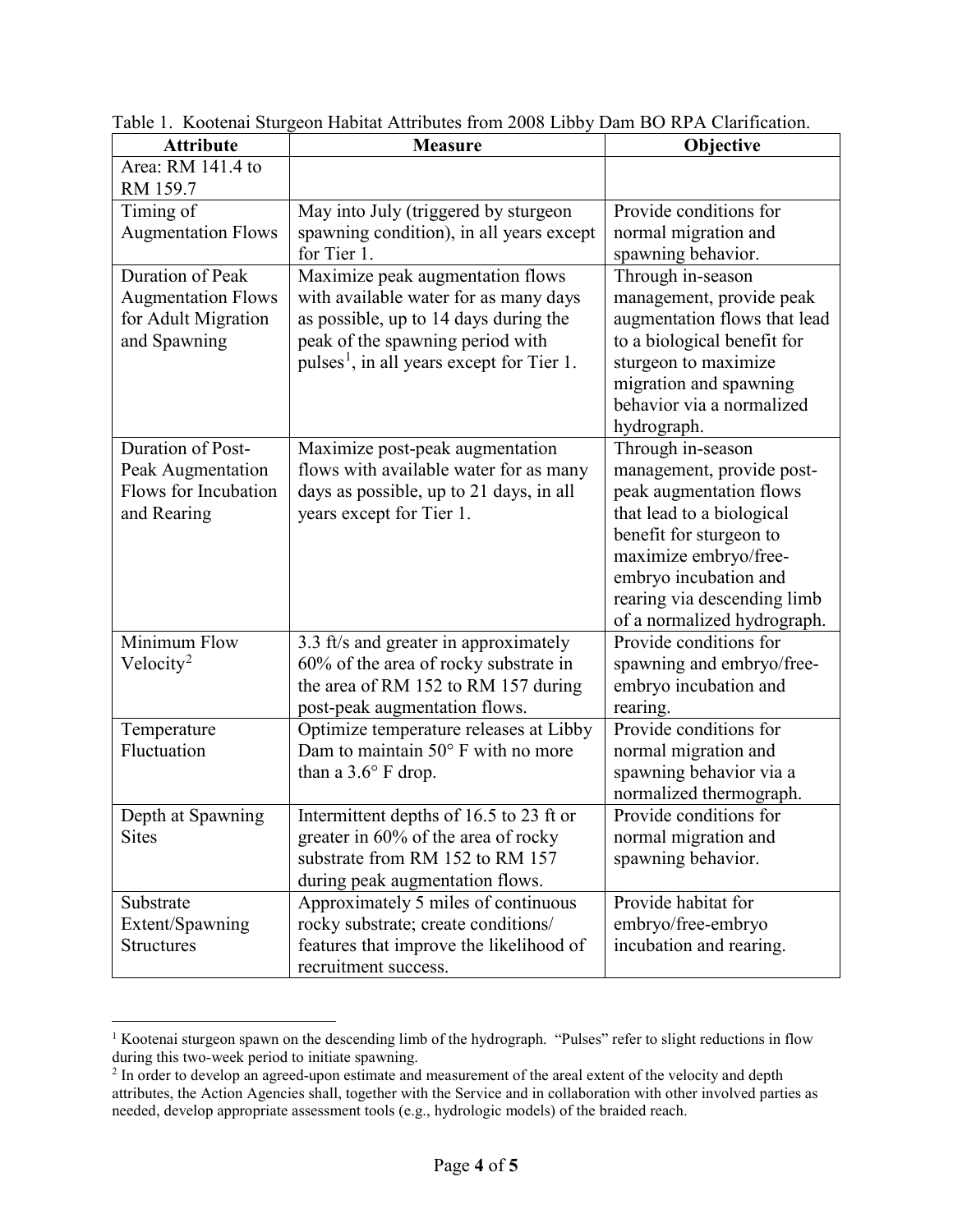Table 1. Kootenai Sturgeon Habitat Attributes from 2008 Libby Dam BO RPA Clarification.

| Attribute | Measure | Objective |
|---|---|---|
| Area: RM 141.4 to RM 159.7 | | |
| Timing of Augmentation Flows | May into July (triggered by sturgeon spawning condition), in all years except for Tier 1. | Provide conditions for normal migration and spawning behavior. |
| Duration of Peak Augmentation Flows for Adult Migration and Spawning | Maximize peak augmentation flows with available water for as many days as possible, up to 14 days during the peak of the spawning period with pulses[1], in all years except for Tier 1. | Through in-season management, provide peak augmentation flows that lead to a biological benefit for sturgeon to maximize migration and spawning behavior via a normalized hydrograph. |
| Duration of Post-Peak Augmentation Flows for Incubation and Rearing | Maximize post-peak augmentation flows with available water for as many days as possible, up to 21 days, in all years except for Tier 1. | Through in-season management, provide post-peak augmentation flows that lead to a biological benefit for sturgeon to maximize embryo/free-embryo incubation and rearing via descending limb of a normalized hydrograph. |
| Minimum Flow Velocity[2] | 3.3 ft/s and greater in approximately 60% of the area of rocky substrate in the area of RM 152 to RM 157 during post-peak augmentation flows. | Provide conditions for spawning and embryo/free-embryo incubation and rearing. |
| Temperature Fluctuation | Optimize temperature releases at Libby Dam to maintain 50° F with no more than a 3.6° F drop. | Provide conditions for normal migration and spawning behavior via a normalized thermograph. |
| Depth at Spawning Sites | Intermittent depths of 16.5 to 23 ft or greater in 60% of the area of rocky substrate from RM 152 to RM 157 during peak augmentation flows. | Provide conditions for normal migration and spawning behavior. |
| Substrate Extent/Spawning Structures | Approximately 5 miles of continuous rocky substrate; create conditions/ features that improve the likelihood of recruitment success. | Provide habitat for embryo/free-embryo incubation and rearing. |

[1] Kootenai sturgeon spawn on the descending limb of the hydrograph. "Pulses" refer to slight reductions in flow during this two-week period to initiate spawning.

[2] In order to develop an agreed-upon estimate and measurement of the areal extent of the velocity and depth attributes, the Action Agencies shall, together with the Service and in collaboration with other involved parties as needed, develop appropriate assessment tools (e.g., hydrologic models) of the braided reach.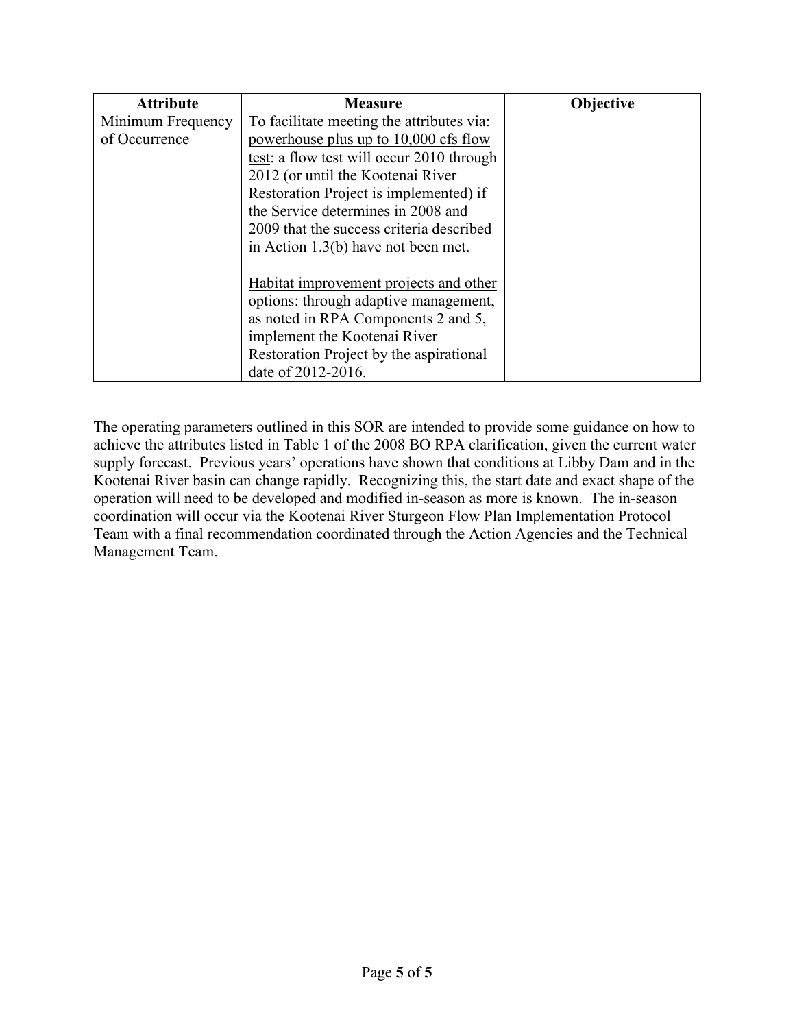| Attribute | Measure | Objective |
|---|---|---|
| Minimum Frequency of Occurrence | To facilitate meeting the attributes via: powerhouse plus up to 10,000 cfs flow test: a flow test will occur 2010 through 2012 (or until the Kootenai River Restoration Project is implemented) if the Service determines in 2008 and 2009 that the success criteria described in Action 1.3(b) have not been met.<br><br>Habitat improvement projects and other options: through adaptive management, as noted in RPA Components 2 and 5, implement the Kootenai River Restoration Project by the aspirational date of 2012-2016. | |

The operating parameters outlined in this SOR are intended to provide some guidance on how to achieve the attributes listed in Table 1 of the 2008 BO RPA clarification, given the current water supply forecast. Previous years' operations have shown that conditions at Libby Dam and in the Kootenai River basin can change rapidly. Recognizing this, the start date and exact shape of the operation will need to be developed and modified in-season as more is known. The in-season coordination will occur via the Kootenai River Sturgeon Flow Plan Implementation Protocol Team with a final recommendation coordinated through the Action Agencies and the Technical Management Team.